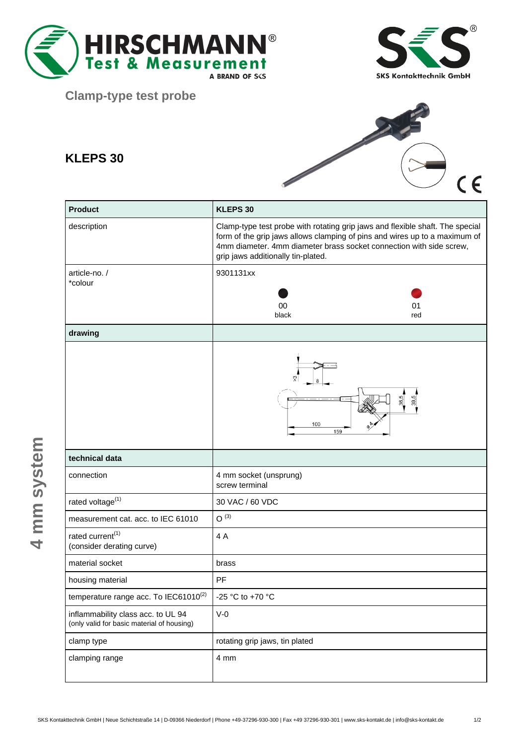Clamp-type test probe

# KLEPS 30

| Product | KLEPS 30 |
|---|---|
| description | Clamp-type test probe with rotating grip jaws and flexible shaft. The special form of the grip jaws allows clamping of pins and wires up to a maximum of 4mm diameter. 4mm diameter brass socket connection with side screw, grip jaws additionally tin-plated. |
| article-no. / *colour | 9301131xx<br>00 black<br>01 red |
| **drawing** | |
| | |
| **technical data** | |
| connection | 4 mm socket (unsprung)<br>screw terminal |
| rated voltage[1] | 30 VAC / 60 VDC |
| measurement cat. acc. to IEC 61010 | O [3] |
| rated current[1]<br>(consider derating curve) | 4 A |
| material socket | brass |
| housing material | PF |
| temperature range acc. To IEC61010[2] | -25 °C to +70 °C |
| inflammability class acc. to UL 94<br>(only valid for basic material of housing) | V-0 |
| clamp type | rotating grip jaws, tin plated |
| clamping range | 4 mm |

4 mm system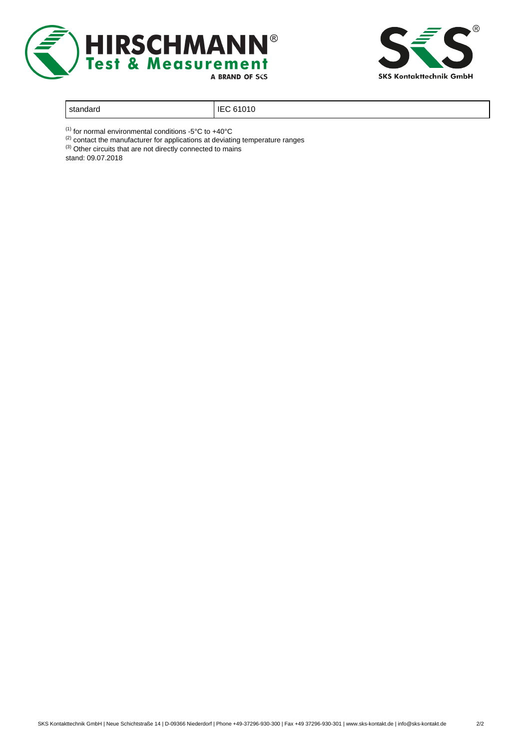| | |
|---|---|
| standard | IEC 61010 |

[1] for normal environmental conditions -5°C to +40°C
[2] contact the manufacturer for applications at deviating temperature ranges
[3] Other circuits that are not directly connected to mains
stand: 09.07.2018